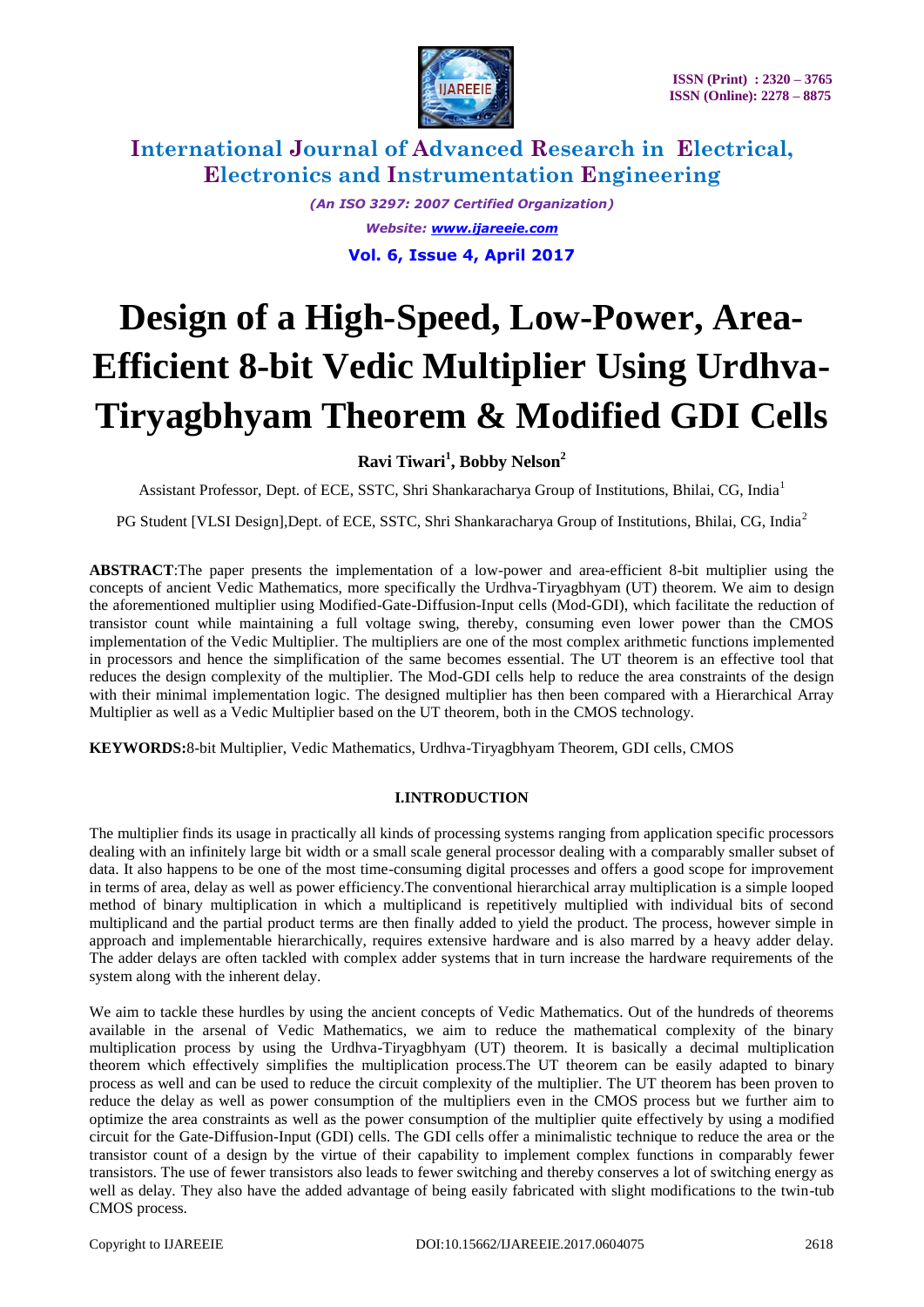# Design of a High-Speed, Low-Power, Area-Efficient 8-bit Vedic Multiplier Using Urdhva-Tiryagbhyam Theorem & Modified GDI Cells

**Ravi Tiwari[1], Bobby Nelson[2]**

Assistant Professor, Dept. of ECE, SSTC, Shri Shankaracharya Group of Institutions, Bhilai, CG, India[1]

PG Student [VLSI Design],Dept. of ECE, SSTC, Shri Shankaracharya Group of Institutions, Bhilai, CG, India[2]

**ABSTRACT**:The paper presents the implementation of a low-power and area-efficient 8-bit multiplier using the concepts of ancient Vedic Mathematics, more specifically the Urdhva-Tiryagbhyam (UT) theorem. We aim to design the aforementioned multiplier using Modified-Gate-Diffusion-Input cells (Mod-GDI), which facilitate the reduction of transistor count while maintaining a full voltage swing, thereby, consuming even lower power than the CMOS implementation of the Vedic Multiplier. The multipliers are one of the most complex arithmetic functions implemented in processors and hence the simplification of the same becomes essential. The UT theorem is an effective tool that reduces the design complexity of the multiplier. The Mod-GDI cells help to reduce the area constraints of the design with their minimal implementation logic. The designed multiplier has then been compared with a Hierarchical Array Multiplier as well as a Vedic Multiplier based on the UT theorem, both in the CMOS technology.

**KEYWORDS:**8-bit Multiplier, Vedic Mathematics, Urdhva-Tiryagbhyam Theorem, GDI cells, CMOS

## I.INTRODUCTION

The multiplier finds its usage in practically all kinds of processing systems ranging from application specific processors dealing with an infinitely large bit width or a small scale general processor dealing with a comparably smaller subset of data. It also happens to be one of the most time-consuming digital processes and offers a good scope for improvement in terms of area, delay as well as power efficiency.The conventional hierarchical array multiplication is a simple looped method of binary multiplication in which a multiplicand is repetitively multiplied with individual bits of second multiplicand and the partial product terms are then finally added to yield the product. The process, however simple in approach and implementable hierarchically, requires extensive hardware and is also marred by a heavy adder delay. The adder delays are often tackled with complex adder systems that in turn increase the hardware requirements of the system along with the inherent delay.

We aim to tackle these hurdles by using the ancient concepts of Vedic Mathematics. Out of the hundreds of theorems available in the arsenal of Vedic Mathematics, we aim to reduce the mathematical complexity of the binary multiplication process by using the Urdhva-Tiryagbhyam (UT) theorem. It is basically a decimal multiplication theorem which effectively simplifies the multiplication process.The UT theorem can be easily adapted to binary process as well and can be used to reduce the circuit complexity of the multiplier. The UT theorem has been proven to reduce the delay as well as power consumption of the multipliers even in the CMOS process but we further aim to optimize the area constraints as well as the power consumption of the multiplier quite effectively by using a modified circuit for the Gate-Diffusion-Input (GDI) cells. The GDI cells offer a minimalistic technique to reduce the area or the transistor count of a design by the virtue of their capability to implement complex functions in comparably fewer transistors. The use of fewer transistors also leads to fewer switching and thereby conserves a lot of switching energy as well as delay. They also have the added advantage of being easily fabricated with slight modifications to the twin-tub CMOS process.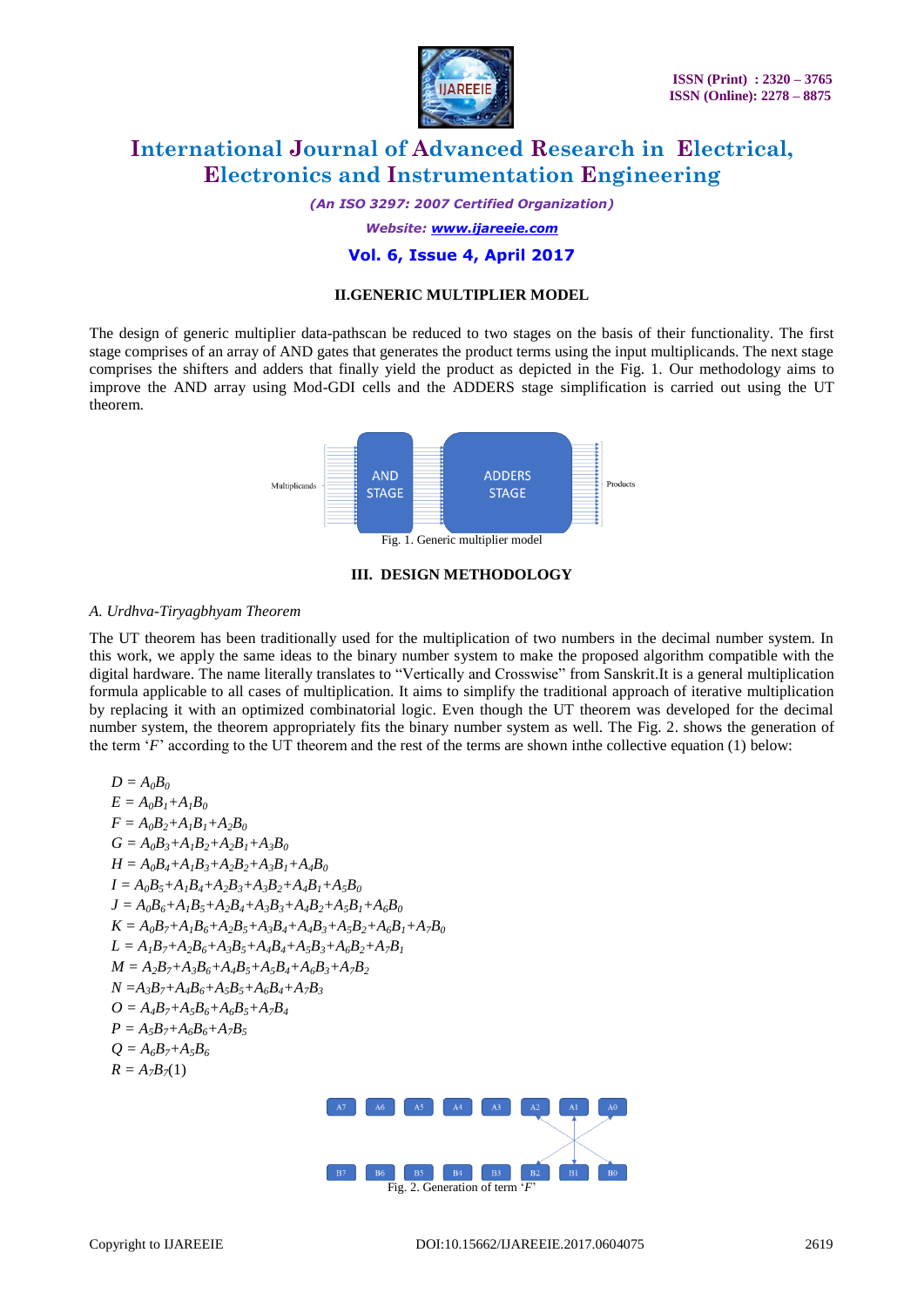## II.GENERIC MULTIPLIER MODEL

The design of generic multiplier data-pathscan be reduced to two stages on the basis of their functionality. The first stage comprises of an array of AND gates that generates the product terms using the input multiplicands. The next stage comprises the shifters and adders that finally yield the product as depicted in the Fig. 1. Our methodology aims to improve the AND array using Mod-GDI cells and the ADDERS stage simplification is carried out using the UT theorem.

Fig. 1. Generic multiplier model

## III. DESIGN METHODOLOGY

### *A. Urdhva-Tiryagbhyam Theorem*

The UT theorem has been traditionally used for the multiplication of two numbers in the decimal number system. In this work, we apply the same ideas to the binary number system to make the proposed algorithm compatible with the digital hardware. The name literally translates to "Vertically and Crosswise" from Sanskrit.It is a general multiplication formula applicable to all cases of multiplication. It aims to simplify the traditional approach of iterative multiplication by replacing it with an optimized combinatorial logic. Even though the UT theorem was developed for the decimal number system, the theorem appropriately fits the binary number system as well. The Fig. 2. shows the generation of the term '*F*' according to the UT theorem and the rest of the terms are shown inthe collective equation (1) below:

$$
\begin{aligned}
D &= A_0B_0 \\
E &= A_0B_1+A_1B_0 \\
F &= A_0B_2+A_1B_1+A_2B_0 \\
G &= A_0B_3+A_1B_2+A_2B_1+A_3B_0 \\
H &= A_0B_4+A_1B_3+A_2B_2+A_3B_1+A_4B_0 \\
I &= A_0B_5+A_1B_4+A_2B_3+A_3B_2+A_4B_1+A_5B_0 \\
J &= A_0B_6+A_1B_5+A_2B_4+A_3B_3+A_4B_2+A_5B_1+A_6B_0 \\
K &= A_0B_7+A_1B_6+A_2B_5+A_3B_4+A_4B_3+A_5B_2+A_6B_1+A_7B_0 \\
L &= A_1B_7+A_2B_6+A_3B_5+A_4B_4+A_5B_3+A_6B_2+A_7B_1 \\
M &= A_2B_7+A_3B_6+A_4B_5+A_5B_4+A_6B_3+A_7B_2 \\
N &= A_3B_7+A_4B_6+A_5B_5+A_6B_4+A_7B_3 \\
O &= A_4B_7+A_5B_6+A_6B_5+A_7B_4 \\
P &= A_5B_7+A_6B_6+A_7B_5 \\
Q &= A_6B_7+A_5B_6 \\
R &= A_7B_7 \quad (1)
\end{aligned}
$$

Fig. 2. Generation of term '*F*'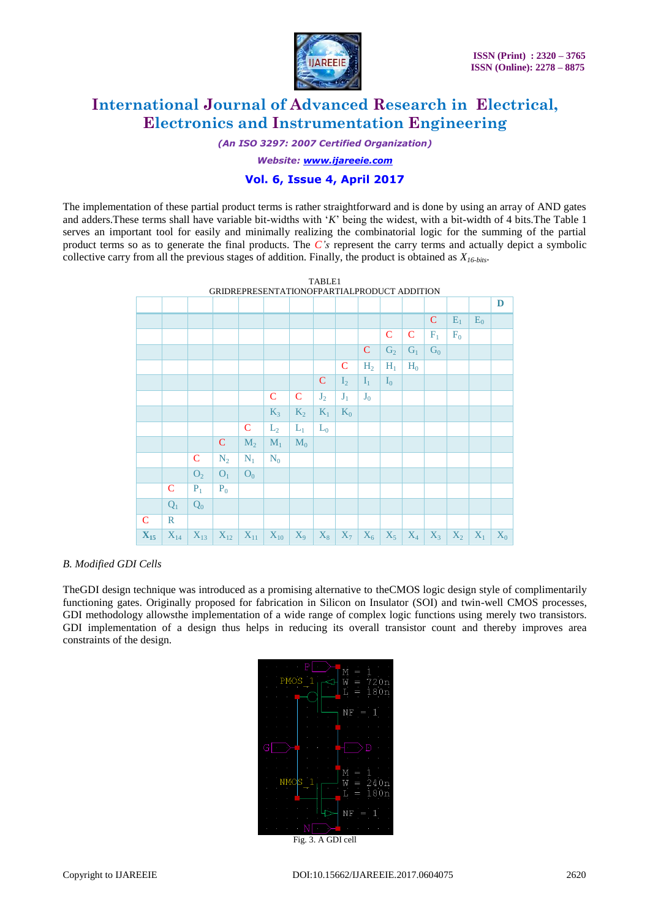The implementation of these partial product terms is rather straightforward and is done by using an array of AND gates and adders.These terms shall have variable bit-widths with '*K*' being the widest, with a bit-width of 4 bits.The Table 1 serves an important tool for easily and minimally realizing the combinatorial logic for the summing of the partial product terms so as to generate the final products. The *C's* represent the carry terms and actually depict a symbolic collective carry from all the previous stages of addition. Finally, the product is obtained as $X_{16\text{-bits}}$.

TABLE1
GRIDREPRESENTATIONOFPARTIALPRODUCT ADDITION

| | | | | | | | | | | | | | | | D |
|---|---|---|---|---|---|---|---|---|---|---|---|---|---|---|---|
| | | | | | | | | | | | | C | $E_1$ | $E_0$ | |
| | | | | | | | | | | C | C | $F_1$ | $F_0$ | | |
| | | | | | | | | | C | $G_2$ | $G_1$ | $G_0$ | | | |
| | | | | | | | | C | $H_2$ | $H_1$ | $H_0$ | | | | |
| | | | | | | | C | $I_2$ | $I_1$ | $I_0$ | | | | | |
| | | | | | C | C | $J_2$ | $J_1$ | $J_0$ | | | | | | |
| | | | | | $K_3$ | $K_2$ | $K_1$ | $K_0$ | | | | | | | |
| | | | | C | $L_2$ | $L_1$ | $L_0$ | | | | | | | | |
| | | | C | $M_2$ | $M_1$ | $M_0$ | | | | | | | | | |
| | | C | $N_2$ | $N_1$ | $N_0$ | | | | | | | | | | |
| | | $O_2$ | $O_1$ | $O_0$ | | | | | | | | | | | |
| | C | $P_1$ | $P_0$ | | | | | | | | | | | | |
| | $Q_1$ | $Q_0$ | | | | | | | | | | | | | |
| C | R | | | | | | | | | | | | | | |
| $X_{15}$ | $X_{14}$ | $X_{13}$ | $X_{12}$ | $X_{11}$ | $X_{10}$ | $X_9$ | $X_8$ | $X_7$ | $X_6$ | $X_5$ | $X_4$ | $X_3$ | $X_2$ | $X_1$ | $X_0$ |

*B. Modified GDI Cells*

TheGDI design technique was introduced as a promising alternative to theCMOS logic design style of complimentarily functioning gates. Originally proposed for fabrication in Silicon on Insulator (SOI) and twin-well CMOS processes, GDI methodology allowsthe implementation of a wide range of complex logic functions using merely two transistors. GDI implementation of a design thus helps in reducing its overall transistor count and thereby improves area constraints of the design.

Fig. 3. A GDI cell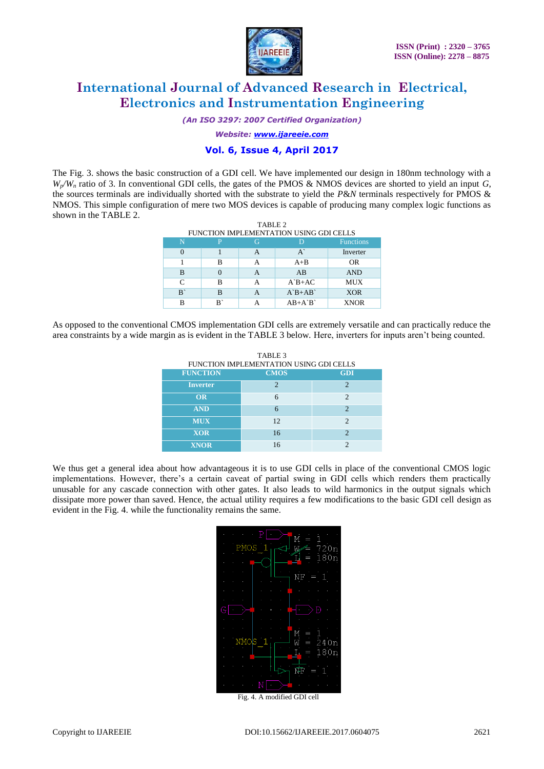The Fig. 3. shows the basic construction of a GDI cell. We have implemented our design in 180nm technology with a $W_p/W_n$ ratio of 3. In conventional GDI cells, the gates of the PMOS & NMOS devices are shorted to yield an input *G*, the sources terminals are individually shorted with the substrate to yield the *P&N* terminals respectively for PMOS & NMOS. This simple configuration of mere two MOS devices is capable of producing many complex logic functions as shown in the TABLE 2.

TABLE 2
FUNCTION IMPLEMENTATION USING GDI CELLS

| N | P | G | D | Functions |
|---|---|---|---|---|
| 0 | 1 | A | A` | Inverter |
| 1 | B | A | A+B | OR |
| B | 0 | A | AB | AND |
| C | B | A | A`B+AC | MUX |
| B` | B | A | A`B+AB` | XOR |
| B | B` | A | AB+A`B` | XNOR |

As opposed to the conventional CMOS implementation GDI cells are extremely versatile and can practically reduce the area constraints by a wide margin as is evident in the TABLE 3 below. Here, inverters for inputs aren't being counted.

TABLE 3
FUNCTION IMPLEMENTATION USING GDI CELLS

| FUNCTION | CMOS | GDI |
|---|---|---|
| Inverter | 2 | 2 |
| OR | 6 | 2 |
| AND | 6 | 2 |
| MUX | 12 | 2 |
| XOR | 16 | 2 |
| XNOR | 16 | 2 |

We thus get a general idea about how advantageous it is to use GDI cells in place of the conventional CMOS logic implementations. However, there's a certain caveat of partial swing in GDI cells which renders them practically unusable for any cascade connection with other gates. It also leads to wild harmonics in the output signals which dissipate more power than saved. Hence, the actual utility requires a few modifications to the basic GDI cell design as evident in the Fig. 4. while the functionality remains the same.

Fig. 4. A modified GDI cell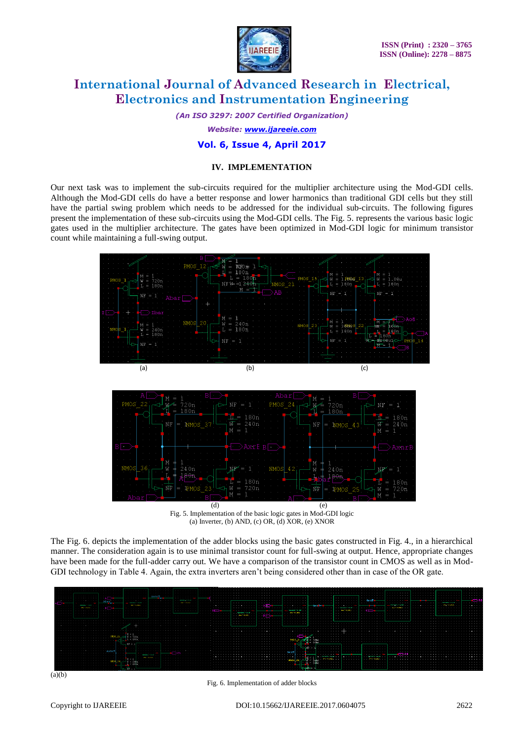## IV. IMPLEMENTATION

Our next task was to implement the sub-circuits required for the multiplier architecture using the Mod-GDI cells. Although the Mod-GDI cells do have a better response and lower harmonics than traditional GDI cells but they still have the partial swing problem which needs to be addressed for the individual sub-circuits. The following figures present the implementation of these sub-circuits using the Mod-GDI cells. The Fig. 5. represents the various basic logic gates used in the multiplier architecture. The gates have been optimized in Mod-GDI logic for minimum transistor count while maintaining a full-swing output.

(a) (b) (c)

(d) (e)

Fig. 5. Implementation of the basic logic gates in Mod-GDI logic
(a) Inverter, (b) AND, (c) OR, (d) XOR, (e) XNOR

The Fig. 6. depicts the implementation of the adder blocks using the basic gates constructed in Fig. 4., in a hierarchical manner. The consideration again is to use minimal transistor count for full-swing at output. Hence, appropriate changes have been made for the full-adder carry out. We have a comparison of the transistor count in CMOS as well as in Mod-GDI technology in Table 4. Again, the extra inverters aren't being considered other than in case of the OR gate.

(a)(b)

Fig. 6. Implementation of adder blocks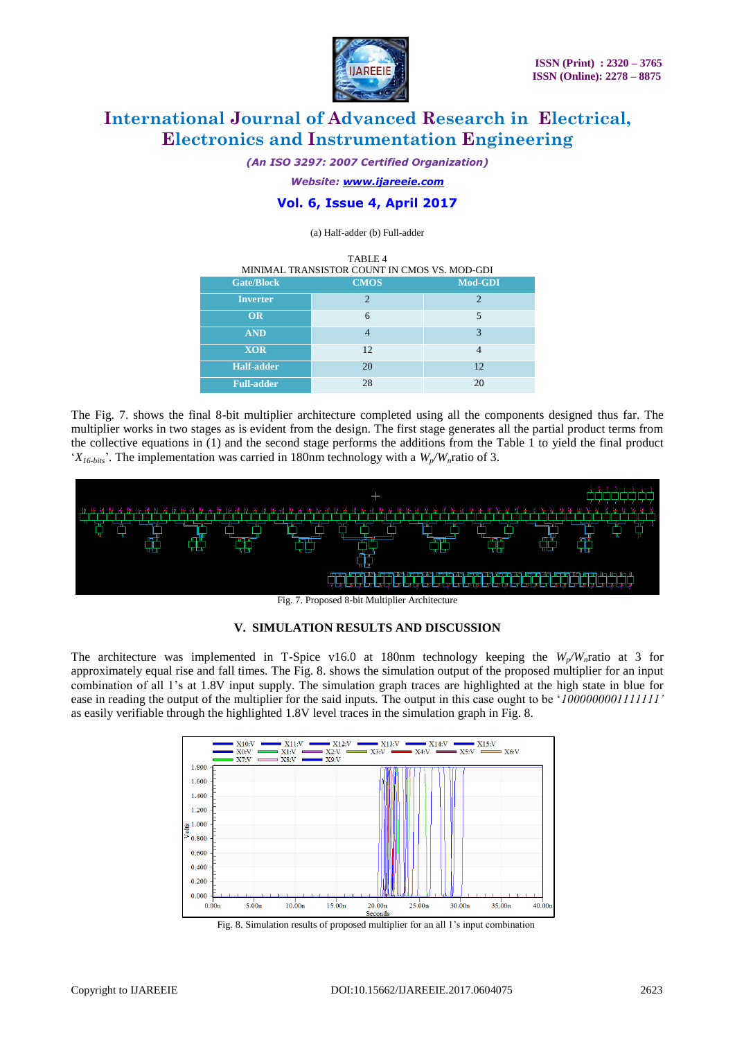(a) Half-adder (b) Full-adder

TABLE 4
MINIMAL TRANSISTOR COUNT IN CMOS VS. MOD-GDI

| Gate/Block | CMOS | Mod-GDI |
|---|---|---|
| Inverter | 2 | 2 |
| OR | 6 | 5 |
| AND | 4 | 3 |
| XOR | 12 | 4 |
| Half-adder | 20 | 12 |
| Full-adder | 28 | 20 |

The Fig. 7. shows the final 8-bit multiplier architecture completed using all the components designed thus far. The multiplier works in two stages as is evident from the design. The first stage generates all the partial product terms from the collective equations in (1) and the second stage performs the additions from the Table 1 to yield the final product '$X_{16\text{-}bits}$'. The implementation was carried in 180nm technology with a $W_p/W_n$ratio of 3.

Fig. 7. Proposed 8-bit Multiplier Architecture

## V. SIMULATION RESULTS AND DISCUSSION

The architecture was implemented in T-Spice v16.0 at 180nm technology keeping the $W_p/W_n$ratio at 3 for approximately equal rise and fall times. The Fig. 8. shows the simulation output of the proposed multiplier for an input combination of all 1's at 1.8V input supply. The simulation graph traces are highlighted at the high state in blue for ease in reading the output of the multiplier for the said inputs. The output in this case ought to be '*1000000001111111'* as easily verifiable through the highlighted 1.8V level traces in the simulation graph in Fig. 8.

Fig. 8. Simulation results of proposed multiplier for an all 1's input combination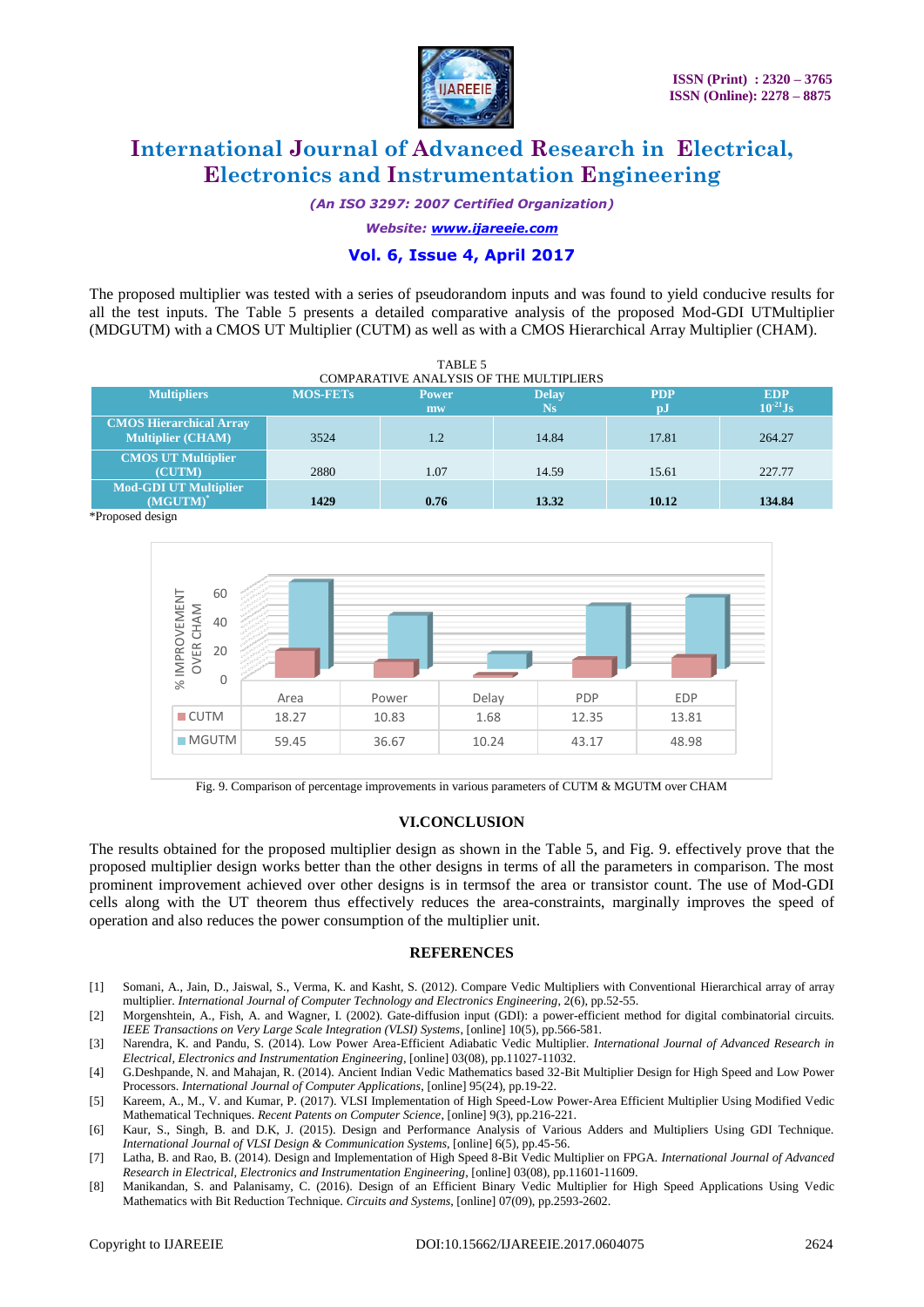The proposed multiplier was tested with a series of pseudorandom inputs and was found to yield conducive results for all the test inputs. The Table 5 presents a detailed comparative analysis of the proposed Mod-GDI UTMultiplier (MDGUTM) with a CMOS UT Multiplier (CUTM) as well as with a CMOS Hierarchical Array Multiplier (CHAM).

TABLE 5
COMPARATIVE ANALYSIS OF THE MULTIPLIERS

| Multipliers | MOS-FETs | Power mw | Delay Ns | PDP pJ | EDP $10^{-21}$Js |
|---|---|---|---|---|---|
| CMOS Hierarchical Array Multiplier (CHAM) | 3524 | 1.2 | 14.84 | 17.81 | 264.27 |
| CMOS UT Multiplier (CUTM) | 2880 | 1.07 | 14.59 | 15.61 | 227.77 |
| Mod-GDI UT Multiplier (MGUTM)* | **1429** | **0.76** | **13.32** | **10.12** | **134.84** |

*Proposed design

| % IMPROVEMENT OVER CHAM | Area | Power | Delay | PDP | EDP |
|---|---|---|---|---|---|
| CUTM | 18.27 | 10.83 | 1.68 | 12.35 | 13.81 |
| MGUTM | 59.45 | 36.67 | 10.24 | 43.17 | 48.98 |

Fig. 9. Comparison of percentage improvements in various parameters of CUTM & MGUTM over CHAM

## VI.CONCLUSION

The results obtained for the proposed multiplier design as shown in the Table 5, and Fig. 9. effectively prove that the proposed multiplier design works better than the other designs in terms of all the parameters in comparison. The most prominent improvement achieved over other designs is in termsof the area or transistor count. The use of Mod-GDI cells along with the UT theorem thus effectively reduces the area-constraints, marginally improves the speed of operation and also reduces the power consumption of the multiplier unit.

## REFERENCES

[1] Somani, A., Jain, D., Jaiswal, S., Verma, K. and Kasht, S. (2012). Compare Vedic Multipliers with Conventional Hierarchical array of array multiplier. *International Journal of Computer Technology and Electronics Engineering*, 2(6), pp.52-55.

[2] Morgenshtein, A., Fish, A. and Wagner, I. (2002). Gate-diffusion input (GDI): a power-efficient method for digital combinatorial circuits. *IEEE Transactions on Very Large Scale Integration (VLSI) Systems*, [online] 10(5), pp.566-581.

[3] Narendra, K. and Pandu, S. (2014). Low Power Area-Efficient Adiabatic Vedic Multiplier. *International Journal of Advanced Research in Electrical, Electronics and Instrumentation Engineering*, [online] 03(08), pp.11027-11032.

[4] G.Deshpande, N. and Mahajan, R. (2014). Ancient Indian Vedic Mathematics based 32-Bit Multiplier Design for High Speed and Low Power Processors. *International Journal of Computer Applications*, [online] 95(24), pp.19-22.

[5] Kareem, A., M., V. and Kumar, P. (2017). VLSI Implementation of High Speed-Low Power-Area Efficient Multiplier Using Modified Vedic Mathematical Techniques. *Recent Patents on Computer Science*, [online] 9(3), pp.216-221.

[6] Kaur, S., Singh, B. and D.K, J. (2015). Design and Performance Analysis of Various Adders and Multipliers Using GDI Technique. *International Journal of VLSI Design & Communication Systems*, [online] 6(5), pp.45-56.

[7] Latha, B. and Rao, B. (2014). Design and Implementation of High Speed 8-Bit Vedic Multiplier on FPGA. *International Journal of Advanced Research in Electrical, Electronics and Instrumentation Engineering*, [online] 03(08), pp.11601-11609.

[8] Manikandan, S. and Palanisamy, C. (2016). Design of an Efficient Binary Vedic Multiplier for High Speed Applications Using Vedic Mathematics with Bit Reduction Technique. *Circuits and Systems*, [online] 07(09), pp.2593-2602.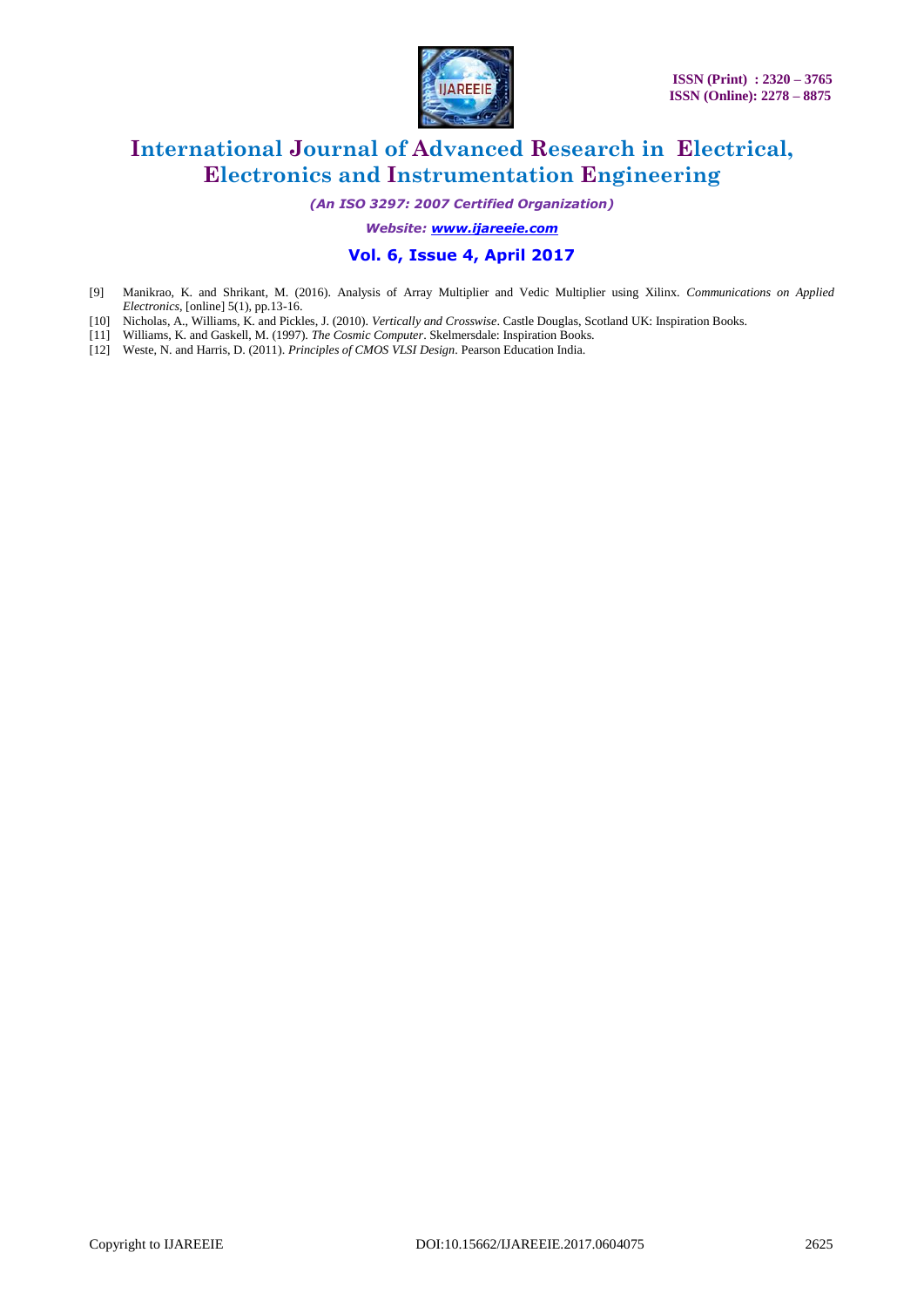[9] Manikrao, K. and Shrikant, M. (2016). Analysis of Array Multiplier and Vedic Multiplier using Xilinx. *Communications on Applied Electronics*, [online] 5(1), pp.13-16.

[10] Nicholas, A., Williams, K. and Pickles, J. (2010). *Vertically and Crosswise*. Castle Douglas, Scotland UK: Inspiration Books.

[11] Williams, K. and Gaskell, M. (1997). *The Cosmic Computer*. Skelmersdale: Inspiration Books.

[12] Weste, N. and Harris, D. (2011). *Principles of CMOS VLSI Design*. Pearson Education India.